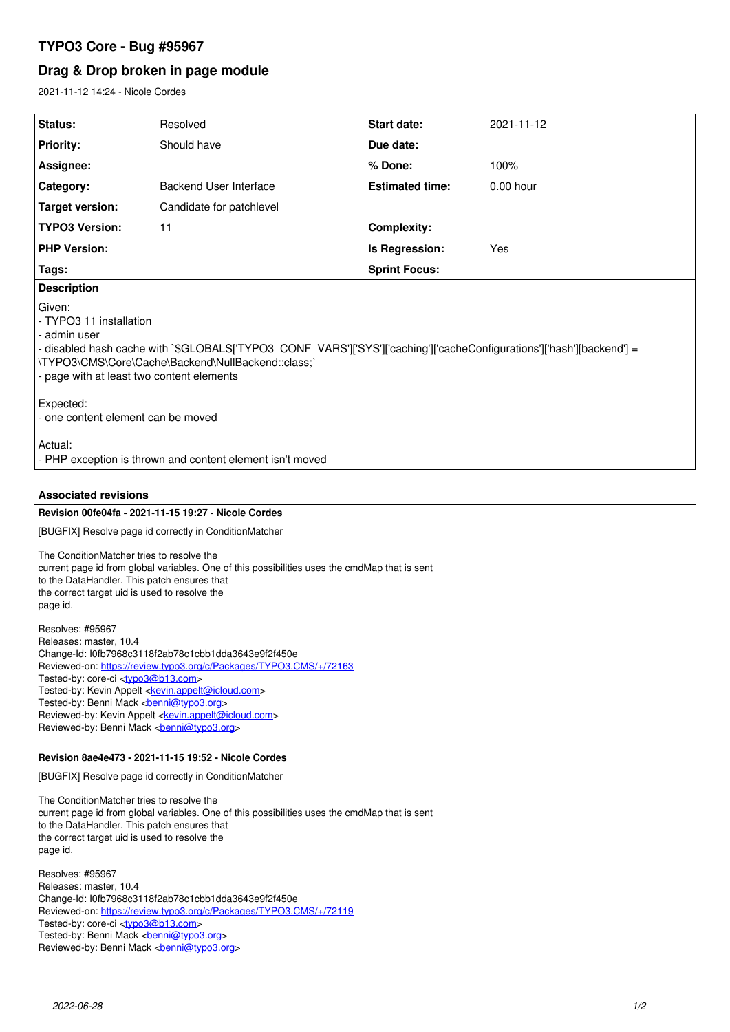# TYPO3 Core - Bug #95967

## Drag & Drop broken in page module

2021-11-12 14:24 - Nicole Cordes

| Status: | Resolved | Start date: | 2021-11-12 |
| --- | --- | --- | --- |
| Priority: | Should have | Due date: | |
| Assignee: | | % Done: | 100% |
| Category: | Backend User Interface | Estimated time: | 0.00 hour |
| Target version: | Candidate for patchlevel | | |
| TYPO3 Version: | 11 | Complexity: | |
| PHP Version: | | Is Regression: | Yes |
| Tags: | | Sprint Focus: | |

**Description**

Given:
- TYPO3 11 installation
- admin user
- disabled hash cache with `$GLOBALS['TYPO3_CONF_VARS']['SYS']['caching']['cacheConfigurations']['hash']['backend'] = \TYPO3\CMS\Core\Cache\Backend\NullBackend::class;`
- page with at least two content elements

Expected:
- one content element can be moved

Actual:
- PHP exception is thrown and content element isn't moved

### Associated revisions

**Revision 00fe04fa - 2021-11-15 19:27 - Nicole Cordes**

[BUGFIX] Resolve page id correctly in ConditionMatcher

The ConditionMatcher tries to resolve the
current page id from global variables. One of this possibilities uses the cmdMap that is sent
to the DataHandler. This patch ensures that
the correct target uid is used to resolve the
page id.

Resolves: #95967
Releases: master, 10.4
Change-Id: I0fb7968c3118f2ab78c1cbb1dda3643e9f2f450e
Reviewed-on: https://review.typo3.org/c/Packages/TYPO3.CMS/+/72163
Tested-by: core-ci <typo3@b13.com>
Tested-by: Kevin Appelt <kevin.appelt@icloud.com>
Tested-by: Benni Mack <benni@typo3.org>
Reviewed-by: Kevin Appelt <kevin.appelt@icloud.com>
Reviewed-by: Benni Mack <benni@typo3.org>

**Revision 8ae4e473 - 2021-11-15 19:52 - Nicole Cordes**

[BUGFIX] Resolve page id correctly in ConditionMatcher

The ConditionMatcher tries to resolve the
current page id from global variables. One of this possibilities uses the cmdMap that is sent
to the DataHandler. This patch ensures that
the correct target uid is used to resolve the
page id.

Resolves: #95967
Releases: master, 10.4
Change-Id: I0fb7968c3118f2ab78c1cbb1dda3643e9f2f450e
Reviewed-on: https://review.typo3.org/c/Packages/TYPO3.CMS/+/72119
Tested-by: core-ci <typo3@b13.com>
Tested-by: Benni Mack <benni@typo3.org>
Reviewed-by: Benni Mack <benni@typo3.org>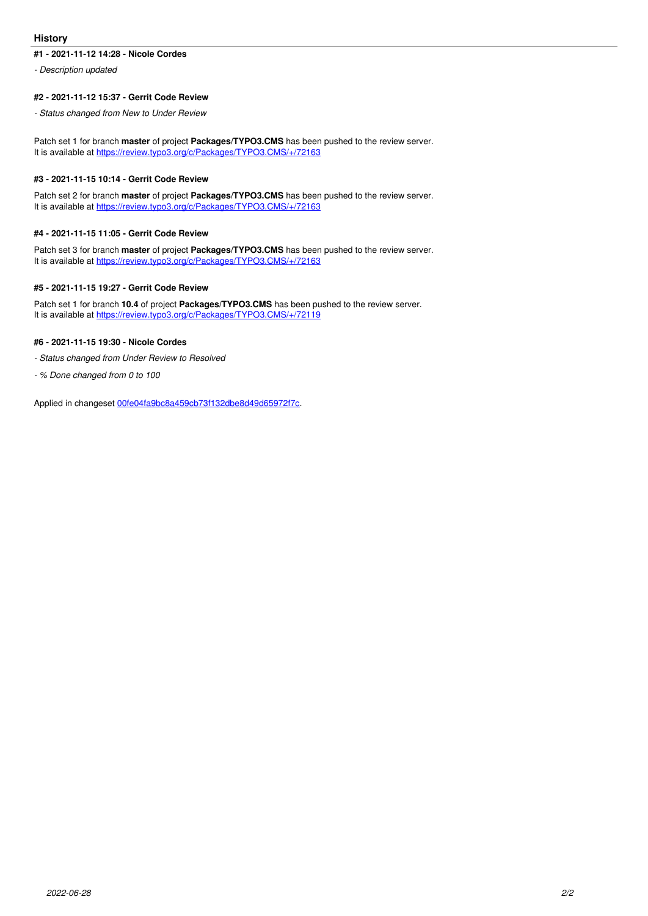## History

#### #1 - 2021-11-12 14:28 - Nicole Cordes

*- Description updated*

#### #2 - 2021-11-12 15:37 - Gerrit Code Review

*- Status changed from New to Under Review*

Patch set 1 for branch **master** of project **Packages/TYPO3.CMS** has been pushed to the review server.
It is available at https://review.typo3.org/c/Packages/TYPO3.CMS/+/72163

#### #3 - 2021-11-15 10:14 - Gerrit Code Review

Patch set 2 for branch **master** of project **Packages/TYPO3.CMS** has been pushed to the review server.
It is available at https://review.typo3.org/c/Packages/TYPO3.CMS/+/72163

#### #4 - 2021-11-15 11:05 - Gerrit Code Review

Patch set 3 for branch **master** of project **Packages/TYPO3.CMS** has been pushed to the review server.
It is available at https://review.typo3.org/c/Packages/TYPO3.CMS/+/72163

#### #5 - 2021-11-15 19:27 - Gerrit Code Review

Patch set 1 for branch **10.4** of project **Packages/TYPO3.CMS** has been pushed to the review server.
It is available at https://review.typo3.org/c/Packages/TYPO3.CMS/+/72119

#### #6 - 2021-11-15 19:30 - Nicole Cordes

*- Status changed from Under Review to Resolved*

*- % Done changed from 0 to 100*

Applied in changeset 00fe04fa9bc8a459cb73f132dbe8d49d65972f7c.